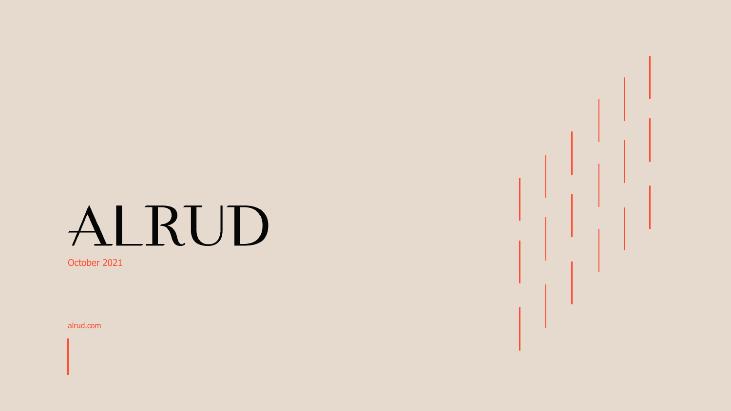# ALRUD

October 2021

alrud.com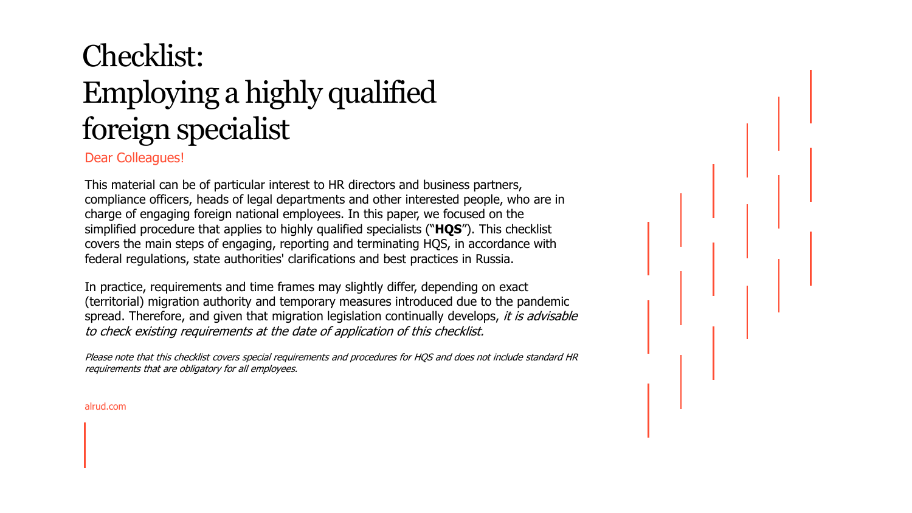# Checklist: Employing a highly qualified foreign specialist

Dear Colleagues!

This material can be of particular interest to HR directors and business partners, compliance officers, heads of legal departments and other interested people, who are in charge of engaging foreign national employees. In this paper, we focused on the simplified procedure that applies to highly qualified specialists ("**HQS**"). This checklist covers the main steps of engaging, reporting and terminating HQS, in accordance with federal regulations, state authorities' clarifications and best practices in Russia.

In practice, requirements and time frames may slightly differ, depending on exact (territorial) migration authority and temporary measures introduced due to the pandemic spread. Therefore, and given that migration legislation continually develops, *it is advisable to check existing requirements at the date of application of this checklist.*

*Please note that this checklist covers special requirements and procedures for HQS and does not include standard HR requirements that are obligatory for all employees.*

alrud.com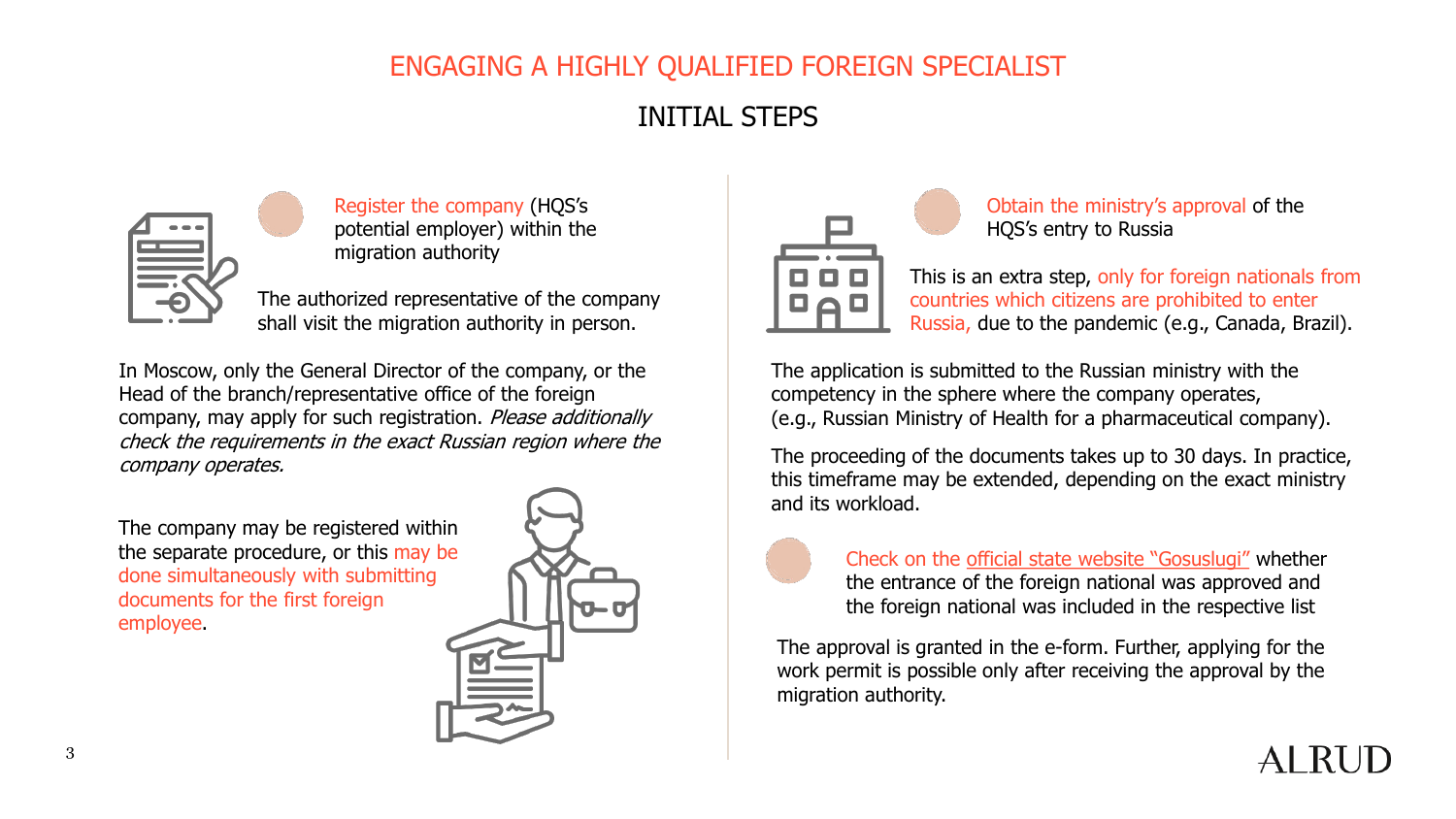# ENGAGING A HIGHLY QUALIFIED FOREIGN SPECIALIST

## INITIAL STEPS

Register the company (HQS's potential employer) within the migration authority

The authorized representative of the company shall visit the migration authority in person.

In Moscow, only the General Director of the company, or the Head of the branch/representative office of the foreign company, may apply for such registration. *Please additionally check the requirements in the exact Russian region where the company operates.*

The company may be registered within the separate procedure, or this may be done simultaneously with submitting documents for the first foreign employee.

Obtain the ministry's approval of the HQS's entry to Russia

This is an extra step, only for foreign nationals from countries which citizens are prohibited to enter Russia, due to the pandemic (e.g., Canada, Brazil).

The application is submitted to the Russian ministry with the competency in the sphere where the company operates, (e.g., Russian Ministry of Health for a pharmaceutical company).

The proceeding of the documents takes up to 30 days. In practice, this timeframe may be extended, depending on the exact ministry and its workload.

Check on the official state website "Gosuslugi" whether the entrance of the foreign national was approved and the foreign national was included in the respective list

The approval is granted in the e-form. Further, applying for the work permit is possible only after receiving the approval by the migration authority.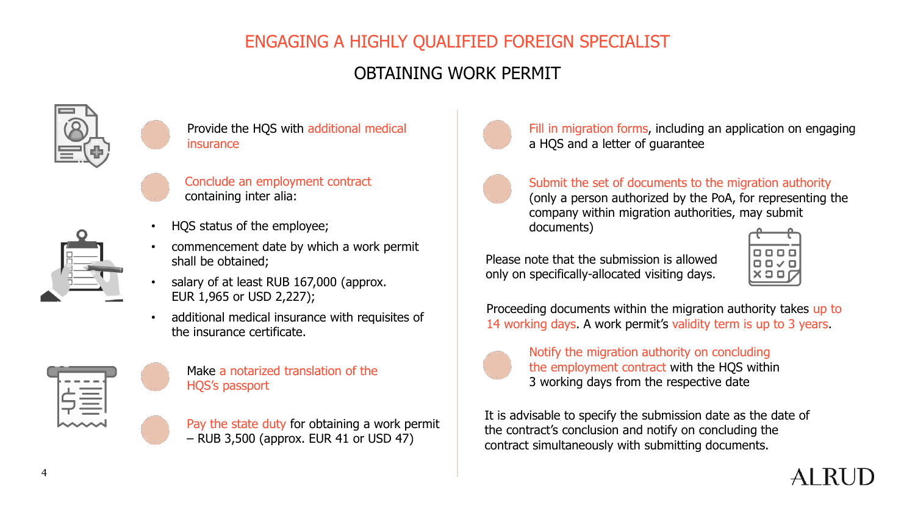# ENGAGING A HIGHLY QUALIFIED FOREIGN SPECIALIST

## OBTAINING WORK PERMIT

- Provide the HQS with additional medical insurance
- Conclude an employment contract containing inter alia:
  - HQS status of the employee;
  - commencement date by which a work permit shall be obtained;
  - salary of at least RUB 167,000 (approx. EUR 1,965 or USD 2,227);
  - additional medical insurance with requisites of the insurance certificate.
- Make a notarized translation of the HQS's passport
- Pay the state duty for obtaining a work permit – RUB 3,500 (approx. EUR 41 or USD 47)
- Fill in migration forms, including an application on engaging a HQS and a letter of guarantee
- Submit the set of documents to the migration authority (only a person authorized by the PoA, for representing the company within migration authorities, may submit documents)

Please note that the submission is allowed only on specifically-allocated visiting days.

Proceeding documents within the migration authority takes up to 14 working days. A work permit's validity term is up to 3 years.

- Notify the migration authority on concluding the employment contract with the HQS within 3 working days from the respective date

It is advisable to specify the submission date as the date of the contract's conclusion and notify on concluding the contract simultaneously with submitting documents.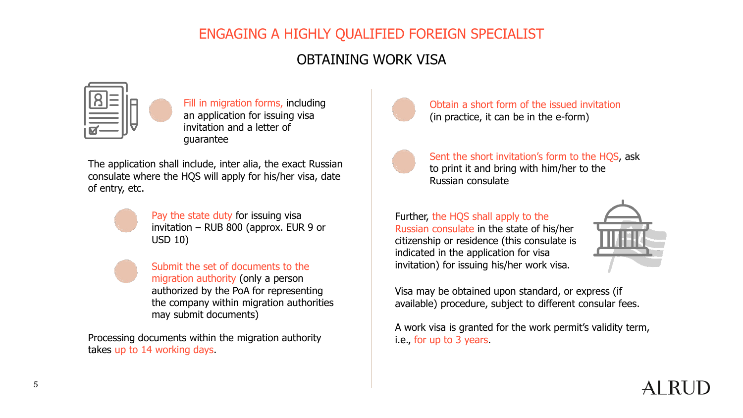# ENGAGING A HIGHLY QUALIFIED FOREIGN SPECIALIST

## OBTAINING WORK VISA

- **Fill in migration forms,** including an application for issuing visa invitation and a letter of guarantee

The application shall include, inter alia, the exact Russian consulate where the HQS will apply for his/her visa, date of entry, etc.

- **Pay the state duty** for issuing visa invitation – RUB 800 (approx. EUR 9 or USD 10)

- **Submit the set of documents to the migration authority** (only a person authorized by the PoA for representing the company within migration authorities may submit documents)

Processing documents within the migration authority takes **up to 14 working days**.

- **Obtain a short form of the issued invitation** (in practice, it can be in the e-form)

- **Sent the short invitation's form to the HQS**, ask to print it and bring with him/her to the Russian consulate

Further, **the HQS shall apply to the Russian consulate** in the state of his/her citizenship or residence (this consulate is indicated in the application for visa invitation) for issuing his/her work visa.

Visa may be obtained upon standard, or express (if available) procedure, subject to different consular fees.

A work visa is granted for the work permit's validity term, i.e., **for up to 3 years**.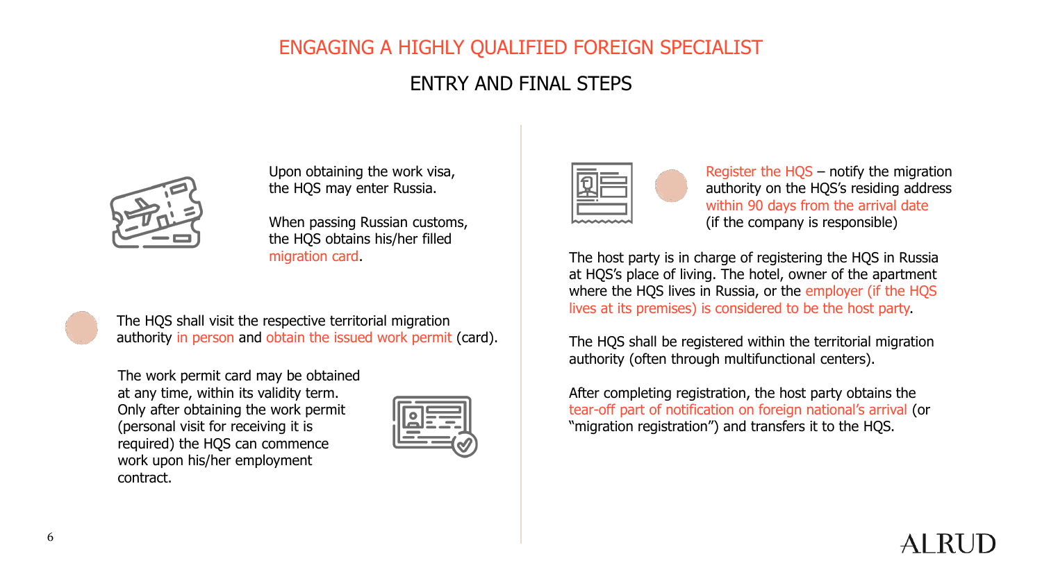# ENGAGING A HIGHLY QUALIFIED FOREIGN SPECIALIST

## ENTRY AND FINAL STEPS

Upon obtaining the work visa, the HQS may enter Russia.

When passing Russian customs, the HQS obtains his/her filled migration card.

The HQS shall visit the respective territorial migration authority in person and obtain the issued work permit (card).

The work permit card may be obtained at any time, within its validity term. Only after obtaining the work permit (personal visit for receiving it is required) the HQS can commence work upon his/her employment contract.

Register the HQS – notify the migration authority on the HQS's residing address within 90 days from the arrival date (if the company is responsible)

The host party is in charge of registering the HQS in Russia at HQS's place of living. The hotel, owner of the apartment where the HQS lives in Russia, or the employer (if the HQS lives at its premises) is considered to be the host party.

The HQS shall be registered within the territorial migration authority (often through multifunctional centers).

After completing registration, the host party obtains the tear-off part of notification on foreign national's arrival (or "migration registration") and transfers it to the HQS.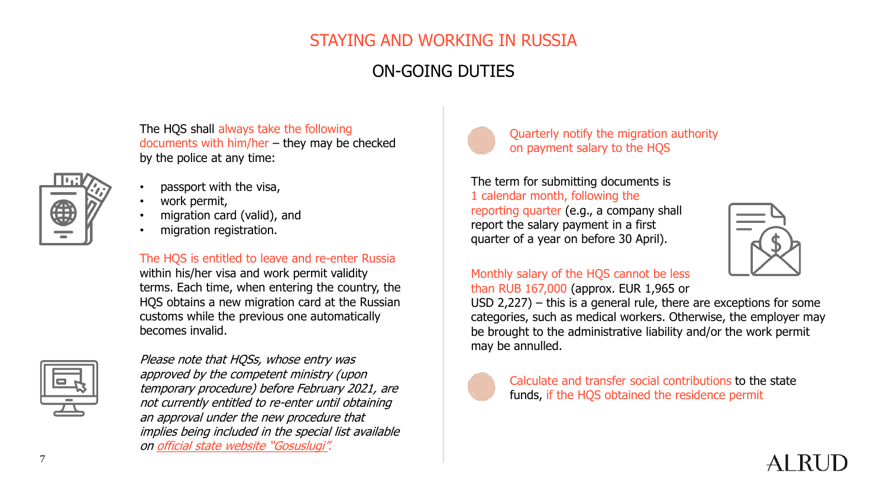# STAYING AND WORKING IN RUSSIA

## ON-GOING DUTIES

The HQS shall always take the following documents with him/her – they may be checked by the police at any time:

- passport with the visa,
- work permit,
- migration card (valid), and
- migration registration.

The HQS is entitled to leave and re-enter Russia within his/her visa and work permit validity terms. Each time, when entering the country, the HQS obtains a new migration card at the Russian customs while the previous one automatically becomes invalid.

*Please note that HQSs, whose entry was approved by the competent ministry (upon temporary procedure) before February 2021, are not currently entitled to re-enter until obtaining an approval under the new procedure that implies being included in the special list available on [official state website "Gosuslugi"](#).*

Quarterly notify the migration authority on payment salary to the HQS

The term for submitting documents is 1 calendar month, following the reporting quarter (e.g., a company shall report the salary payment in a first quarter of a year on before 30 April).

Monthly salary of the HQS cannot be less than RUB 167,000 (approx. EUR 1,965 or USD 2,227) – this is a general rule, there are exceptions for some categories, such as medical workers. Otherwise, the employer may be brought to the administrative liability and/or the work permit may be annulled.

Calculate and transfer social contributions to the state funds, if the HQS obtained the residence permit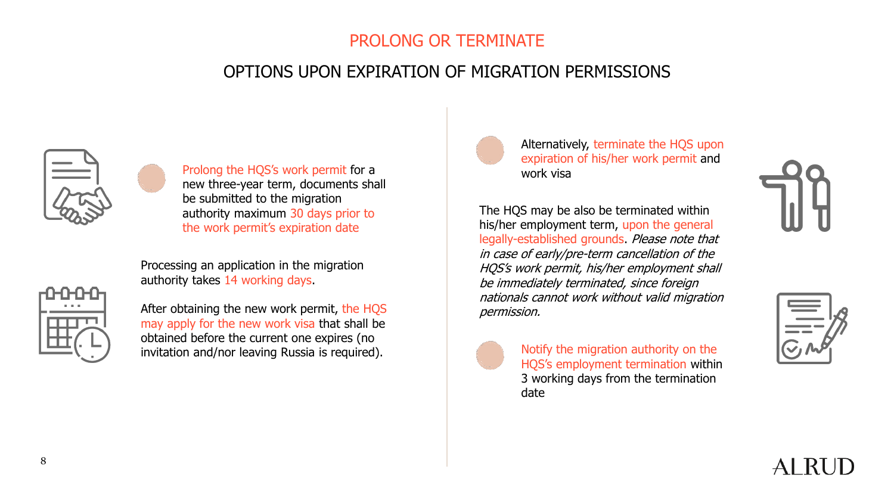# PROLONG OR TERMINATE

## OPTIONS UPON EXPIRATION OF MIGRATION PERMISSIONS

- Prolong the HQS's work permit for a new three-year term, documents shall be submitted to the migration authority maximum 30 days prior to the work permit's expiration date

Processing an application in the migration authority takes 14 working days.

After obtaining the new work permit, the HQS may apply for the new work visa that shall be obtained before the current one expires (no invitation and/nor leaving Russia is required).

- Alternatively, terminate the HQS upon expiration of his/her work permit and work visa

The HQS may be also be terminated within his/her employment term, upon the general legally-established grounds. *Please note that in case of early/pre-term cancellation of the HQS's work permit, his/her employment shall be immediately terminated, since foreign nationals cannot work without valid migration permission.*

- Notify the migration authority on the HQS's employment termination within 3 working days from the termination date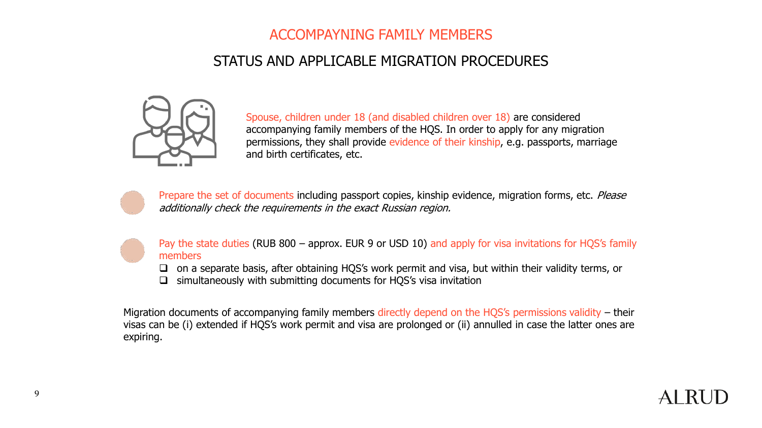# ACCOMPAYNING FAMILY MEMBERS

## STATUS AND APPLICABLE MIGRATION PROCEDURES

Spouse, children under 18 (and disabled children over 18) are considered accompanying family members of the HQS. In order to apply for any migration permissions, they shall provide evidence of their kinship, e.g. passports, marriage and birth certificates, etc.

- Prepare the set of documents including passport copies, kinship evidence, migration forms, etc. *Please additionally check the requirements in the exact Russian region.*

- Pay the state duties (RUB 800 – approx. EUR 9 or USD 10) and apply for visa invitations for HQS's family members
  - on a separate basis, after obtaining HQS's work permit and visa, but within their validity terms, or
  - simultaneously with submitting documents for HQS's visa invitation

Migration documents of accompanying family members directly depend on the HQS's permissions validity – their visas can be (i) extended if HQS's work permit and visa are prolonged or (ii) annulled in case the latter ones are expiring.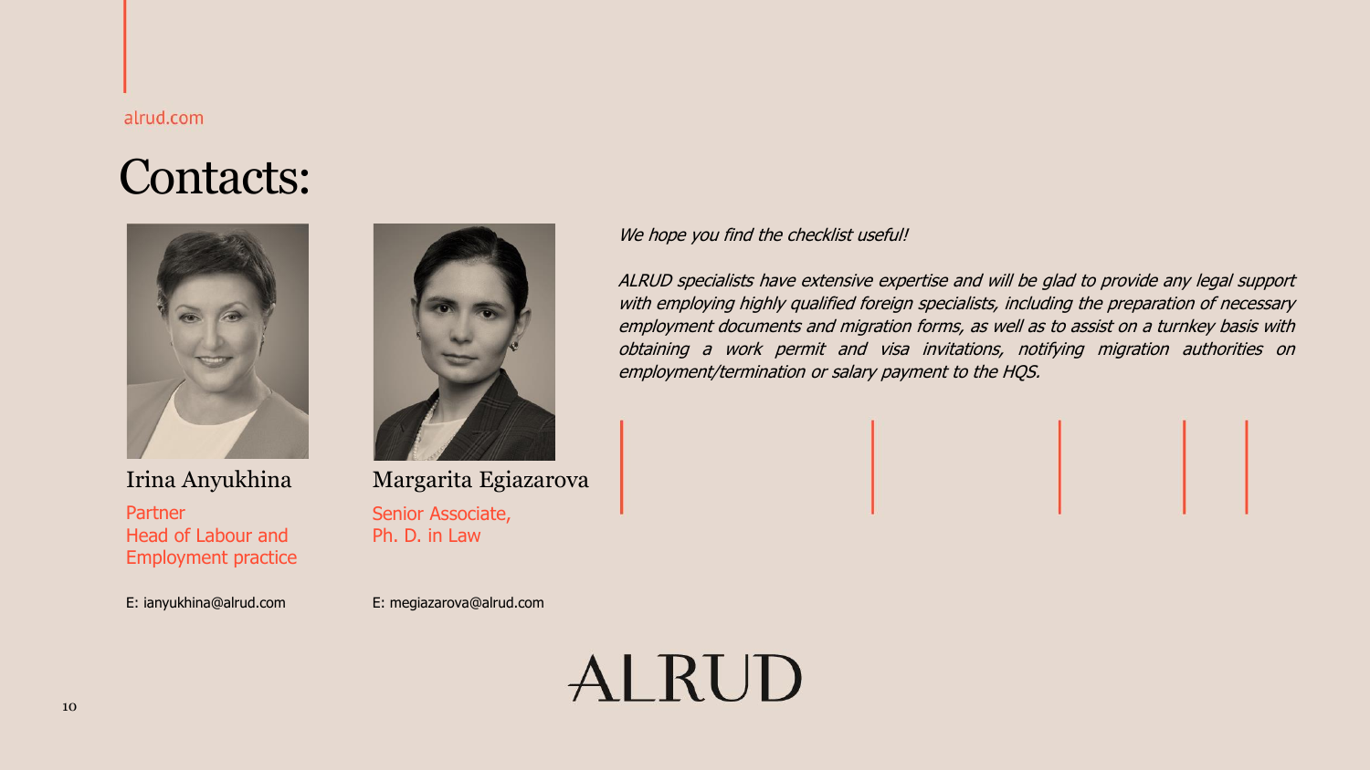alrud.com

# Contacts:

**Irina Anyukhina**

Partner
Head of Labour and Employment practice

E: ianyukhina@alrud.com

**Margarita Egiazarova**

Senior Associate,
Ph. D. in Law

E: megiazarova@alrud.com

*We hope you find the checklist useful!*

*ALRUD specialists have extensive expertise and will be glad to provide any legal support with employing highly qualified foreign specialists, including the preparation of necessary employment documents and migration forms, as well as to assist on a turnkey basis with obtaining a work permit and visa invitations, notifying migration authorities on employment/termination or salary payment to the HQS.*

ALRUD